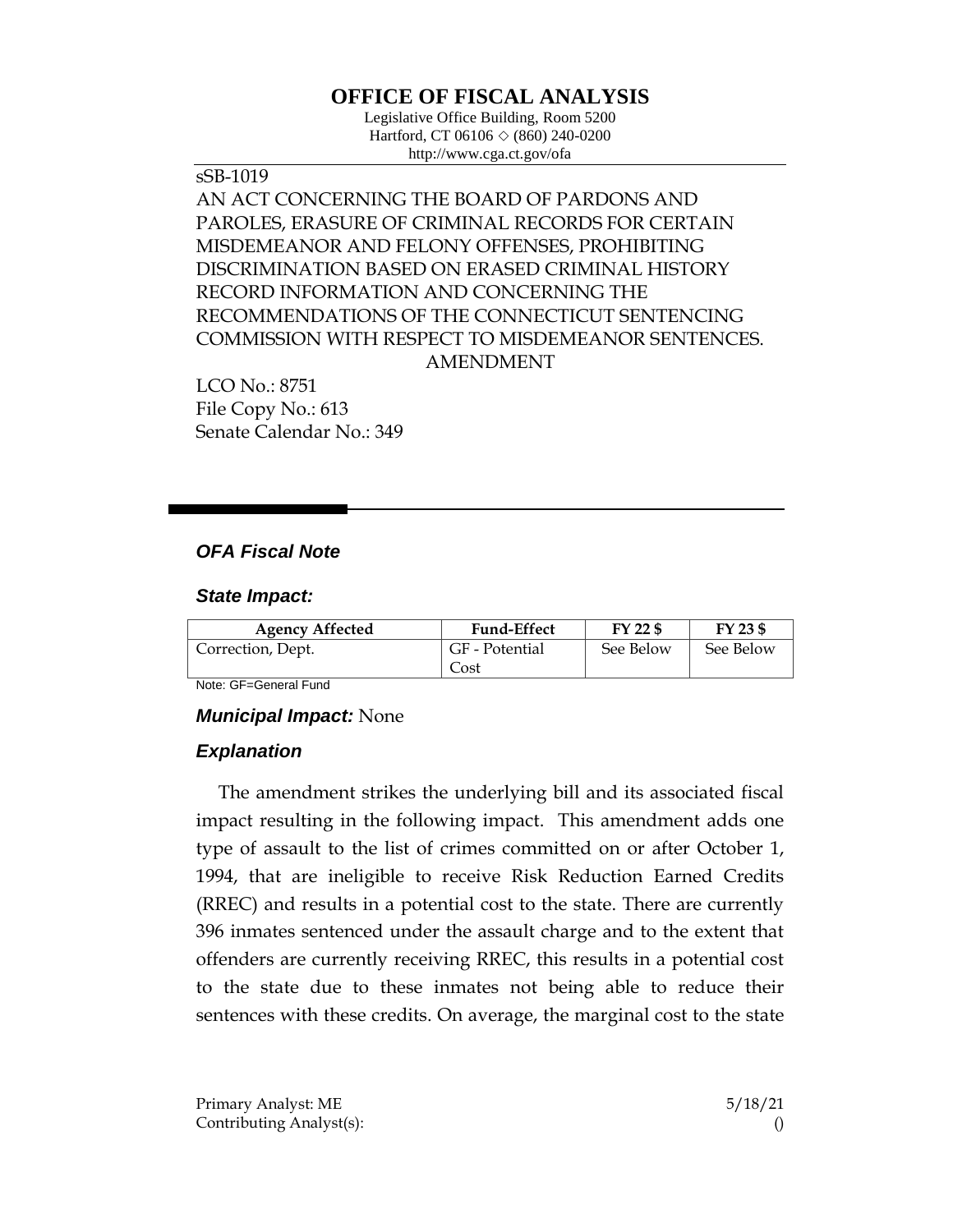# OFFICE OF FISCAL ANALYSIS

Legislative Office Building, Room 5200
Hartford, CT 06106 ◇ (860) 240-0200
http://www.cga.ct.gov/ofa

sSB-1019

AN ACT CONCERNING THE BOARD OF PARDONS AND PAROLES, ERASURE OF CRIMINAL RECORDS FOR CERTAIN MISDEMEANOR AND FELONY OFFENSES, PROHIBITING DISCRIMINATION BASED ON ERASED CRIMINAL HISTORY RECORD INFORMATION AND CONCERNING THE RECOMMENDATIONS OF THE CONNECTICUT SENTENCING COMMISSION WITH RESPECT TO MISDEMEANOR SENTENCES.

AMENDMENT

LCO No.: 8751
File Copy No.: 613
Senate Calendar No.: 349

## *OFA Fiscal Note*

### *State Impact:*

| Agency Affected | Fund-Effect | FY 22 $ | FY 23 $ |
|---|---|---|---|
| Correction, Dept. | GF - Potential Cost | See Below | See Below |

Note: GF=General Fund

### *Municipal Impact:* None

### *Explanation*

The amendment strikes the underlying bill and its associated fiscal impact resulting in the following impact. This amendment adds one type of assault to the list of crimes committed on or after October 1, 1994, that are ineligible to receive Risk Reduction Earned Credits (RREC) and results in a potential cost to the state. There are currently 396 inmates sentenced under the assault charge and to the extent that offenders are currently receiving RREC, this results in a potential cost to the state due to these inmates not being able to reduce their sentences with these credits. On average, the marginal cost to the state

Primary Analyst: ME
Contributing Analyst(s):

5/18/21
()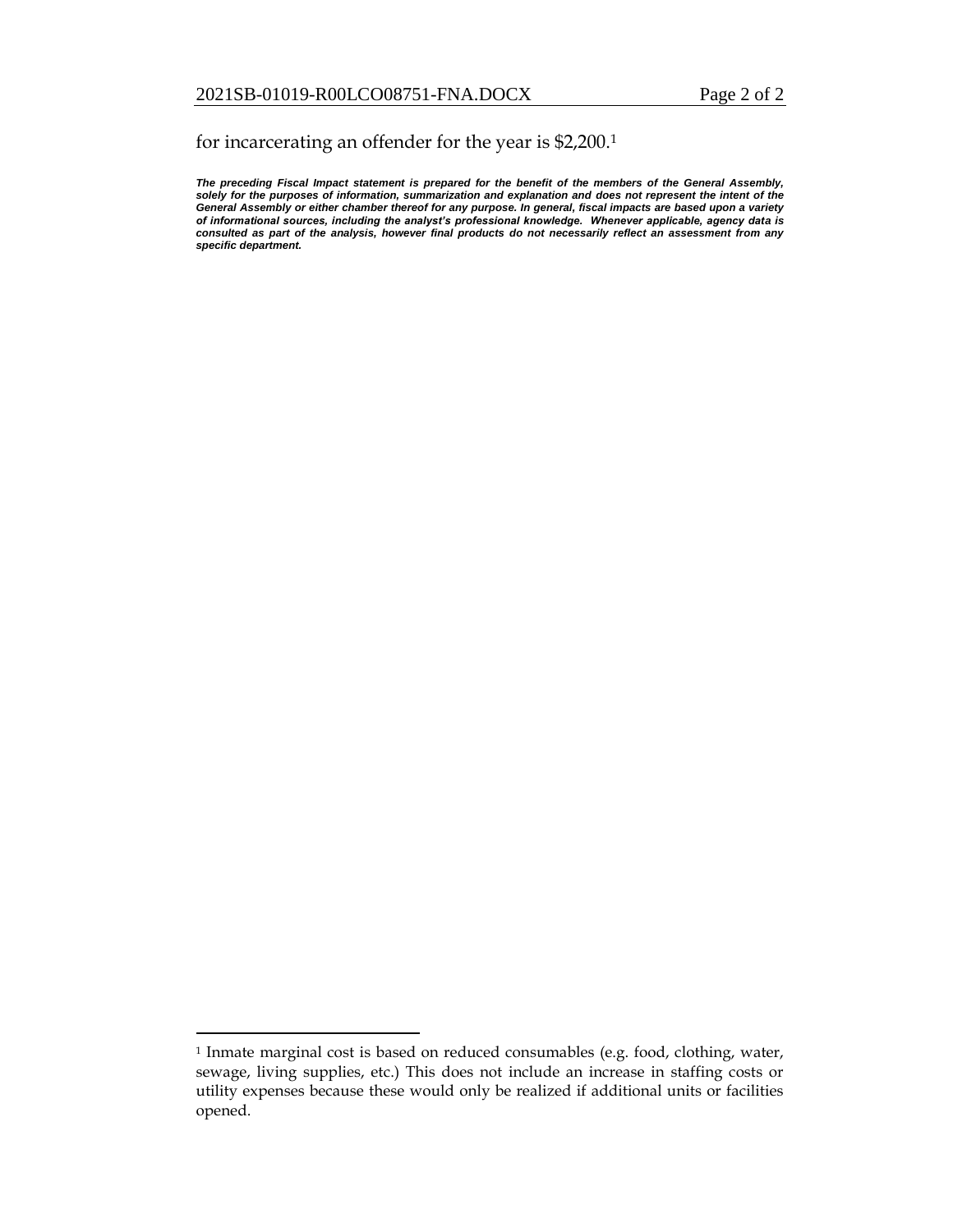for incarcerating an offender for the year is $2,200.[1]

***The preceding Fiscal Impact statement is prepared for the benefit of the members of the General Assembly, solely for the purposes of information, summarization and explanation and does not represent the intent of the General Assembly or either chamber thereof for any purpose. In general, fiscal impacts are based upon a variety of informational sources, including the analyst's professional knowledge. Whenever applicable, agency data is consulted as part of the analysis, however final products do not necessarily reflect an assessment from any specific department.***

[1] Inmate marginal cost is based on reduced consumables (e.g. food, clothing, water, sewage, living supplies, etc.) This does not include an increase in staffing costs or utility expenses because these would only be realized if additional units or facilities opened.